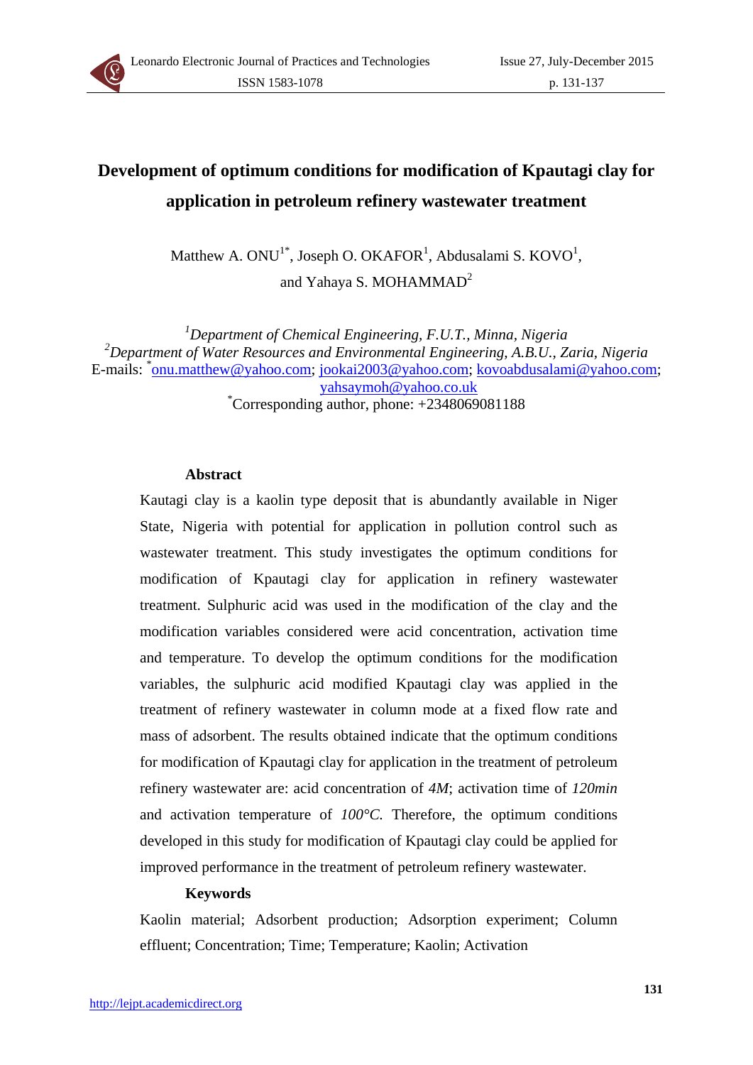# Development of optimum conditions for modification of Kpautagi clay for application in petroleum refinery wastewater treatment

Matthew A. ONU[1*], Joseph O. OKAFOR[1], Abdusalami S. KOVO[1], and Yahaya S. MOHAMMAD[2]

[1]*Department of Chemical Engineering, F.U.T., Minna, Nigeria*
[2]*Department of Water Resources and Environmental Engineering, A.B.U., Zaria, Nigeria*
E-mails: [*]onu.matthew@yahoo.com; jookai2003@yahoo.com; kovoabdusalami@yahoo.com; yahsaymoh@yahoo.co.uk
[*]Corresponding author, phone: +2348069081188

## Abstract

Kautagi clay is a kaolin type deposit that is abundantly available in Niger State, Nigeria with potential for application in pollution control such as wastewater treatment. This study investigates the optimum conditions for modification of Kpautagi clay for application in refinery wastewater treatment. Sulphuric acid was used in the modification of the clay and the modification variables considered were acid concentration, activation time and temperature. To develop the optimum conditions for the modification variables, the sulphuric acid modified Kpautagi clay was applied in the treatment of refinery wastewater in column mode at a fixed flow rate and mass of adsorbent. The results obtained indicate that the optimum conditions for modification of Kpautagi clay for application in the treatment of petroleum refinery wastewater are: acid concentration of *4M*; activation time of *120min* and activation temperature of *100°C*. Therefore, the optimum conditions developed in this study for modification of Kpautagi clay could be applied for improved performance in the treatment of petroleum refinery wastewater.

## Keywords

Kaolin material; Adsorbent production; Adsorption experiment; Column effluent; Concentration; Time; Temperature; Kaolin; Activation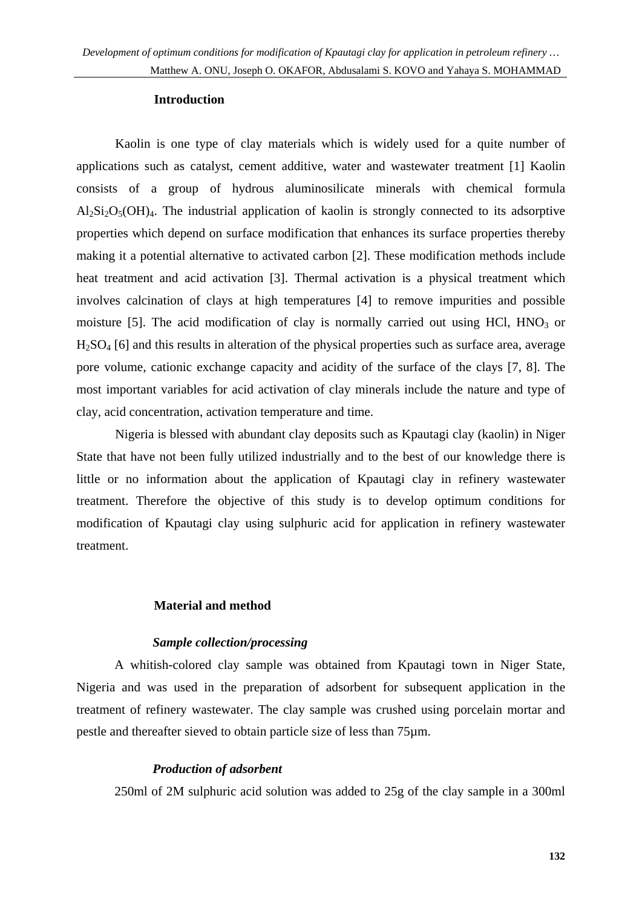## Introduction

Kaolin is one type of clay materials which is widely used for a quite number of applications such as catalyst, cement additive, water and wastewater treatment [1] Kaolin consists of a group of hydrous aluminosilicate minerals with chemical formula $Al_2Si_2O_5(OH)_4$. The industrial application of kaolin is strongly connected to its adsorptive properties which depend on surface modification that enhances its surface properties thereby making it a potential alternative to activated carbon [2]. These modification methods include heat treatment and acid activation [3]. Thermal activation is a physical treatment which involves calcination of clays at high temperatures [4] to remove impurities and possible moisture [5]. The acid modification of clay is normally carried out using HCl, $HNO_3$ or $H_2SO_4$ [6] and this results in alteration of the physical properties such as surface area, average pore volume, cationic exchange capacity and acidity of the surface of the clays [7, 8]. The most important variables for acid activation of clay minerals include the nature and type of clay, acid concentration, activation temperature and time.

Nigeria is blessed with abundant clay deposits such as Kpautagi clay (kaolin) in Niger State that have not been fully utilized industrially and to the best of our knowledge there is little or no information about the application of Kpautagi clay in refinery wastewater treatment. Therefore the objective of this study is to develop optimum conditions for modification of Kpautagi clay using sulphuric acid for application in refinery wastewater treatment.

## Material and method

### *Sample collection/processing*

A whitish-colored clay sample was obtained from Kpautagi town in Niger State, Nigeria and was used in the preparation of adsorbent for subsequent application in the treatment of refinery wastewater. The clay sample was crushed using porcelain mortar and pestle and thereafter sieved to obtain particle size of less than 75μm.

### *Production of adsorbent*

250ml of 2M sulphuric acid solution was added to 25g of the clay sample in a 300ml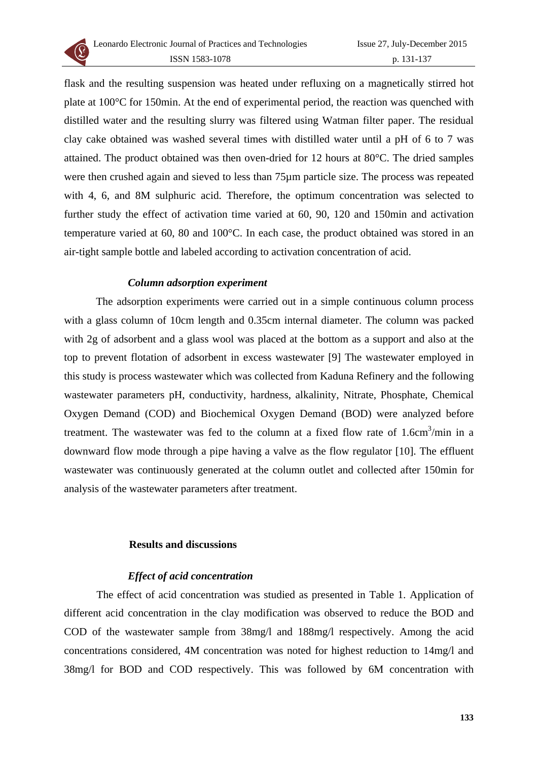flask and the resulting suspension was heated under refluxing on a magnetically stirred hot plate at 100°C for 150min. At the end of experimental period, the reaction was quenched with distilled water and the resulting slurry was filtered using Watman filter paper. The residual clay cake obtained was washed several times with distilled water until a pH of 6 to 7 was attained. The product obtained was then oven-dried for 12 hours at 80°C. The dried samples were then crushed again and sieved to less than 75μm particle size. The process was repeated with 4, 6, and 8M sulphuric acid. Therefore, the optimum concentration was selected to further study the effect of activation time varied at 60, 90, 120 and 150min and activation temperature varied at 60, 80 and 100°C. In each case, the product obtained was stored in an air-tight sample bottle and labeled according to activation concentration of acid.

### *Column adsorption experiment*

The adsorption experiments were carried out in a simple continuous column process with a glass column of 10cm length and 0.35cm internal diameter. The column was packed with 2g of adsorbent and a glass wool was placed at the bottom as a support and also at the top to prevent flotation of adsorbent in excess wastewater [9] The wastewater employed in this study is process wastewater which was collected from Kaduna Refinery and the following wastewater parameters pH, conductivity, hardness, alkalinity, Nitrate, Phosphate, Chemical Oxygen Demand (COD) and Biochemical Oxygen Demand (BOD) were analyzed before treatment. The wastewater was fed to the column at a fixed flow rate of 1.6cm$^3$/min in a downward flow mode through a pipe having a valve as the flow regulator [10]. The effluent wastewater was continuously generated at the column outlet and collected after 150min for analysis of the wastewater parameters after treatment.

## Results and discussions

### *Effect of acid concentration*

The effect of acid concentration was studied as presented in Table 1. Application of different acid concentration in the clay modification was observed to reduce the BOD and COD of the wastewater sample from 38mg/l and 188mg/l respectively. Among the acid concentrations considered, 4M concentration was noted for highest reduction to 14mg/l and 38mg/l for BOD and COD respectively. This was followed by 6M concentration with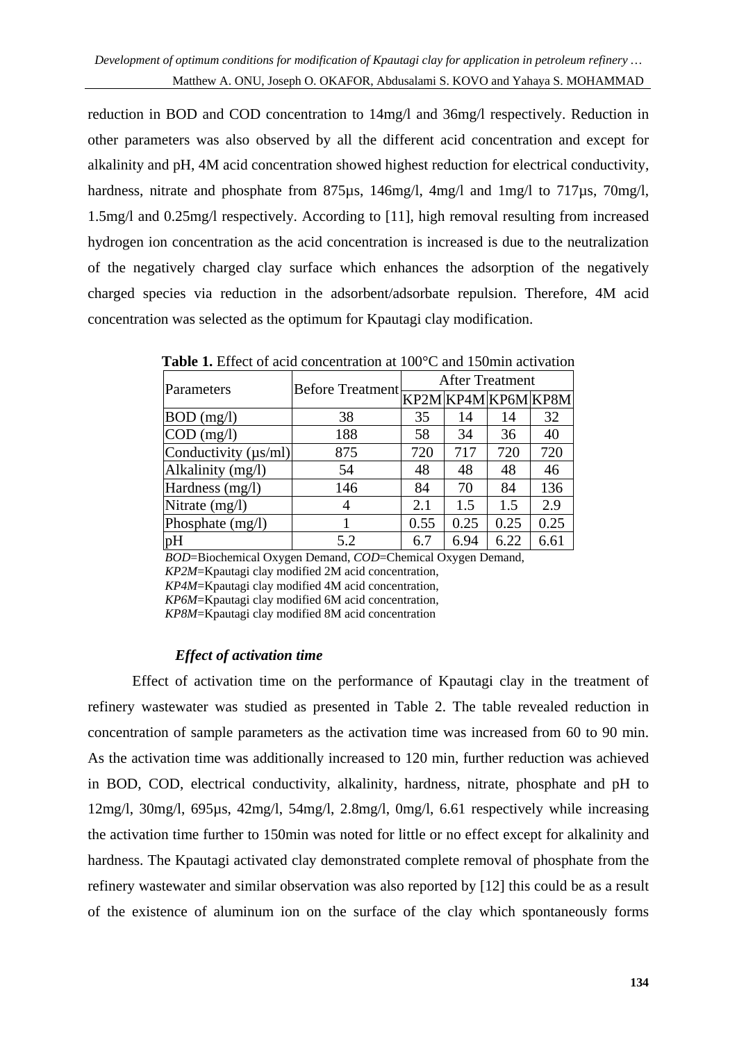reduction in BOD and COD concentration to 14mg/l and 36mg/l respectively. Reduction in other parameters was also observed by all the different acid concentration and except for alkalinity and pH, 4M acid concentration showed highest reduction for electrical conductivity, hardness, nitrate and phosphate from 875μs, 146mg/l, 4mg/l and 1mg/l to 717μs, 70mg/l, 1.5mg/l and 0.25mg/l respectively. According to [11], high removal resulting from increased hydrogen ion concentration as the acid concentration is increased is due to the neutralization of the negatively charged clay surface which enhances the adsorption of the negatively charged species via reduction in the adsorbent/adsorbate repulsion. Therefore, 4M acid concentration was selected as the optimum for Kpautagi clay modification.

**Table 1.** Effect of acid concentration at 100°C and 150min activation

| Parameters | Before Treatment | After Treatment | | | |
|---|---|---|---|---|---|
| | | KP2M | KP4M | KP6M | KP8M |
| BOD (mg/l) | 38 | 35 | 14 | 14 | 32 |
| COD (mg/l) | 188 | 58 | 34 | 36 | 40 |
| Conductivity (μs/ml) | 875 | 720 | 717 | 720 | 720 |
| Alkalinity (mg/l) | 54 | 48 | 48 | 48 | 46 |
| Hardness (mg/l) | 146 | 84 | 70 | 84 | 136 |
| Nitrate (mg/l) | 4 | 2.1 | 1.5 | 1.5 | 2.9 |
| Phosphate (mg/l) | 1 | 0.55 | 0.25 | 0.25 | 0.25 |
| pH | 5.2 | 6.7 | 6.94 | 6.22 | 6.61 |

*BOD*=Biochemical Oxygen Demand, *COD*=Chemical Oxygen Demand,
*KP2M*=Kpautagi clay modified 2M acid concentration,
*KP4M*=Kpautagi clay modified 4M acid concentration,
*KP6M*=Kpautagi clay modified 6M acid concentration,
*KP8M*=Kpautagi clay modified 8M acid concentration

### *Effect of activation time*

Effect of activation time on the performance of Kpautagi clay in the treatment of refinery wastewater was studied as presented in Table 2. The table revealed reduction in concentration of sample parameters as the activation time was increased from 60 to 90 min. As the activation time was additionally increased to 120 min, further reduction was achieved in BOD, COD, electrical conductivity, alkalinity, hardness, nitrate, phosphate and pH to 12mg/l, 30mg/l, 695μs, 42mg/l, 54mg/l, 2.8mg/l, 0mg/l, 6.61 respectively while increasing the activation time further to 150min was noted for little or no effect except for alkalinity and hardness. The Kpautagi activated clay demonstrated complete removal of phosphate from the refinery wastewater and similar observation was also reported by [12] this could be as a result of the existence of aluminum ion on the surface of the clay which spontaneously forms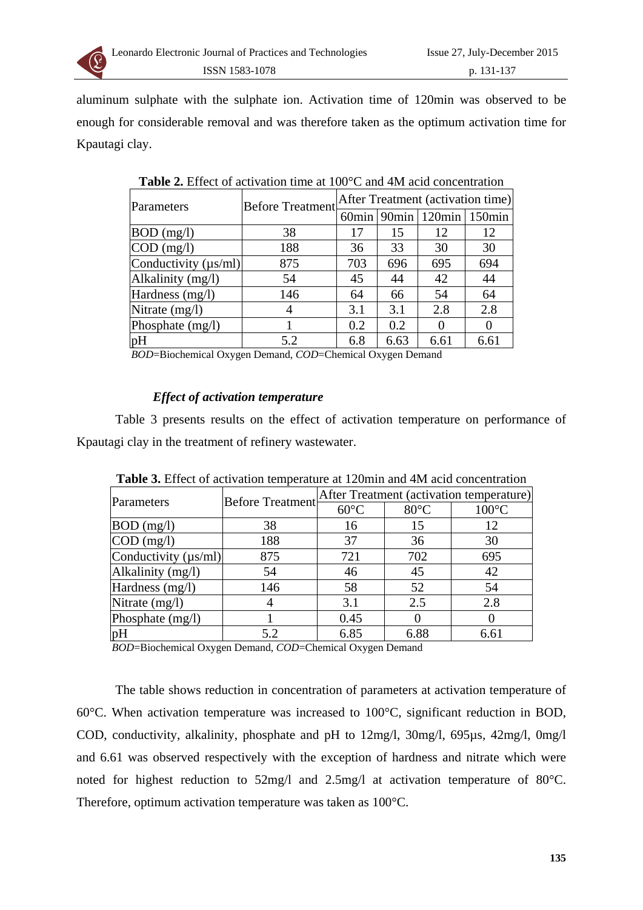aluminum sulphate with the sulphate ion. Activation time of 120min was observed to be enough for considerable removal and was therefore taken as the optimum activation time for Kpautagi clay.

**Table 2.** Effect of activation time at 100°C and 4M acid concentration

| Parameters | Before Treatment | After Treatment (activation time) | | | |
|---|---|---|---|---|---|
| | | 60min | 90min | 120min | 150min |
| BOD (mg/l) | 38 | 17 | 15 | 12 | 12 |
| COD (mg/l) | 188 | 36 | 33 | 30 | 30 |
| Conductivity (μs/ml) | 875 | 703 | 696 | 695 | 694 |
| Alkalinity (mg/l) | 54 | 45 | 44 | 42 | 44 |
| Hardness (mg/l) | 146 | 64 | 66 | 54 | 64 |
| Nitrate (mg/l) | 4 | 3.1 | 3.1 | 2.8 | 2.8 |
| Phosphate (mg/l) | 1 | 0.2 | 0.2 | 0 | 0 |
| pH | 5.2 | 6.8 | 6.63 | 6.61 | 6.61 |

*BOD*=Biochemical Oxygen Demand, *COD*=Chemical Oxygen Demand

#### *Effect of activation temperature*

Table 3 presents results on the effect of activation temperature on performance of Kpautagi clay in the treatment of refinery wastewater.

**Table 3.** Effect of activation temperature at 120min and 4M acid concentration

| Parameters | Before Treatment | After Treatment (activation temperature) | | |
|---|---|---|---|---|
| | | 60°C | 80°C | 100°C |
| BOD (mg/l) | 38 | 16 | 15 | 12 |
| COD (mg/l) | 188 | 37 | 36 | 30 |
| Conductivity (μs/ml) | 875 | 721 | 702 | 695 |
| Alkalinity (mg/l) | 54 | 46 | 45 | 42 |
| Hardness (mg/l) | 146 | 58 | 52 | 54 |
| Nitrate (mg/l) | 4 | 3.1 | 2.5 | 2.8 |
| Phosphate (mg/l) | 1 | 0.45 | 0 | 0 |
| pH | 5.2 | 6.85 | 6.88 | 6.61 |

*BOD*=Biochemical Oxygen Demand, *COD*=Chemical Oxygen Demand

The table shows reduction in concentration of parameters at activation temperature of 60°C. When activation temperature was increased to 100°C, significant reduction in BOD, COD, conductivity, alkalinity, phosphate and pH to 12mg/l, 30mg/l, 695μs, 42mg/l, 0mg/l and 6.61 was observed respectively with the exception of hardness and nitrate which were noted for highest reduction to 52mg/l and 2.5mg/l at activation temperature of 80°C. Therefore, optimum activation temperature was taken as 100°C.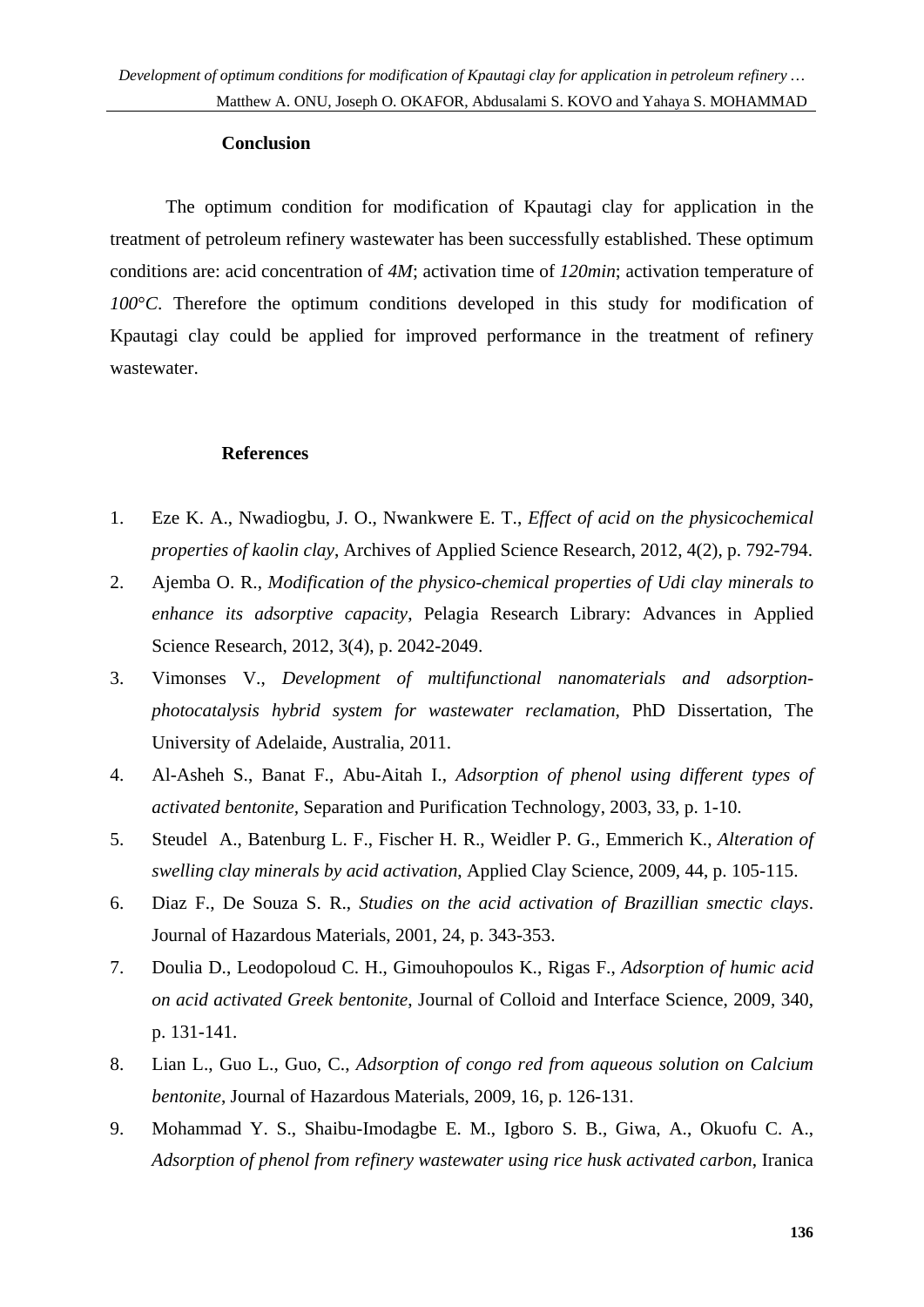## Conclusion

The optimum condition for modification of Kpautagi clay for application in the treatment of petroleum refinery wastewater has been successfully established. These optimum conditions are: acid concentration of *4M*; activation time of *120min*; activation temperature of *100°C*. Therefore the optimum conditions developed in this study for modification of Kpautagi clay could be applied for improved performance in the treatment of refinery wastewater.

## References

1. Eze K. A., Nwadiogbu, J. O., Nwankwere E. T., *Effect of acid on the physicochemical properties of kaolin clay*, Archives of Applied Science Research, 2012, 4(2), p. 792-794.
2. Ajemba O. R., *Modification of the physico-chemical properties of Udi clay minerals to enhance its adsorptive capacity*, Pelagia Research Library: Advances in Applied Science Research, 2012, 3(4), p. 2042-2049.
3. Vimonses V., *Development of multifunctional nanomaterials and adsorption-photocatalysis hybrid system for wastewater reclamation*, PhD Dissertation, The University of Adelaide, Australia, 2011.
4. Al-Asheh S., Banat F., Abu-Aitah I., *Adsorption of phenol using different types of activated bentonite*, Separation and Purification Technology, 2003, 33, p. 1-10.
5. Steudel A., Batenburg L. F., Fischer H. R., Weidler P. G., Emmerich K., *Alteration of swelling clay minerals by acid activation*, Applied Clay Science, 2009, 44, p. 105-115.
6. Diaz F., De Souza S. R., *Studies on the acid activation of Brazillian smectic clays*. Journal of Hazardous Materials, 2001, 24, p. 343-353.
7. Doulia D., Leodopoloud C. H., Gimouhopoulos K., Rigas F., *Adsorption of humic acid on acid activated Greek bentonite*, Journal of Colloid and Interface Science, 2009, 340, p. 131-141.
8. Lian L., Guo L., Guo, C., *Adsorption of congo red from aqueous solution on Calcium bentonite*, Journal of Hazardous Materials, 2009, 16, p. 126-131.
9. Mohammad Y. S., Shaibu-Imodagbe E. M., Igboro S. B., Giwa, A., Okuofu C. A., *Adsorption of phenol from refinery wastewater using rice husk activated carbon*, Iranica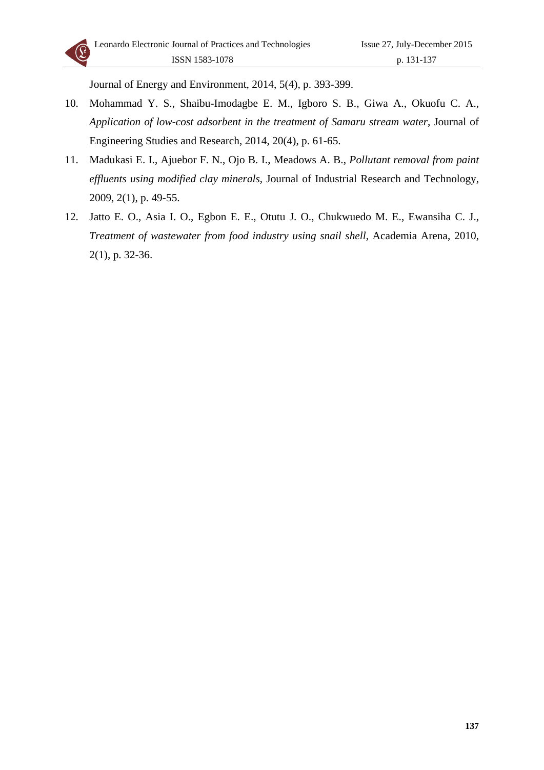Journal of Energy and Environment, 2014, 5(4), p. 393-399.

10. Mohammad Y. S., Shaibu-Imodagbe E. M., Igboro S. B., Giwa A., Okuofu C. A., *Application of low-cost adsorbent in the treatment of Samaru stream water*, Journal of Engineering Studies and Research, 2014, 20(4), p. 61-65.

11. Madukasi E. I., Ajuebor F. N., Ojo B. I., Meadows A. B., *Pollutant removal from paint effluents using modified clay minerals*, Journal of Industrial Research and Technology, 2009, 2(1), p. 49-55.

12. Jatto E. O., Asia I. O., Egbon E. E., Otutu J. O., Chukwuedo M. E., Ewansiha C. J., *Treatment of wastewater from food industry using snail shell*, Academia Arena, 2010, 2(1), p. 32-36.